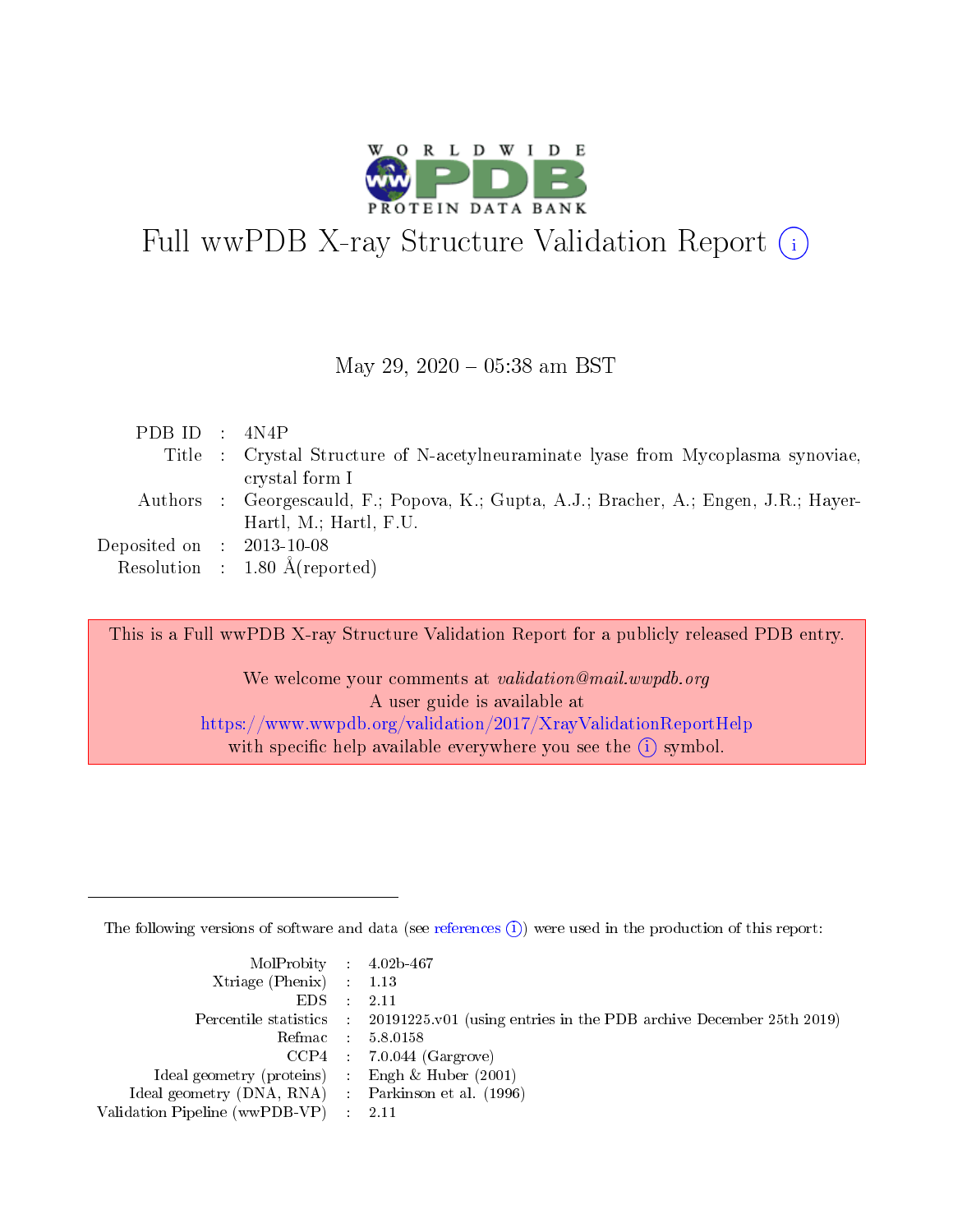# Full wwPDB X-ray Structure Validation Report (i)

May 29, 2020 – 05:38 am BST

| | | |
|---|---|---|
| PDB ID | : | 4N4P |
| Title | : | Crystal Structure of N-acetylneuraminate lyase from Mycoplasma synoviae, crystal form I |
| Authors | : | Georgescauld, F.; Popova, K.; Gupta, A.J.; Bracher, A.; Engen, J.R.; Hayer-Hartl, M.; Hartl, F.U. |
| Deposited on | : | 2013-10-08 |
| Resolution | : | 1.80 Å(reported) |

This is a Full wwPDB X-ray Structure Validation Report for a publicly released PDB entry.

We welcome your comments at *validation@mail.wwpdb.org*
A user guide is available at
https://www.wwpdb.org/validation/2017/XrayValidationReportHelp
with specific help available everywhere you see the (i) symbol.

The following versions of software and data (see references (i)) were used in the production of this report:

| | | |
|---|---|---|
| MolProbity | : | 4.02b-467 |
| Xtriage (Phenix) | : | 1.13 |
| EDS | : | 2.11 |
| Percentile statistics | : | 20191225.v01 (using entries in the PDB archive December 25th 2019) |
| Refmac | : | 5.8.0158 |
| CCP4 | : | 7.0.044 (Gargrove) |
| Ideal geometry (proteins) | : | Engh & Huber (2001) |
| Ideal geometry (DNA, RNA) | : | Parkinson et al. (1996) |
| Validation Pipeline (wwPDB-VP) | : | 2.11 |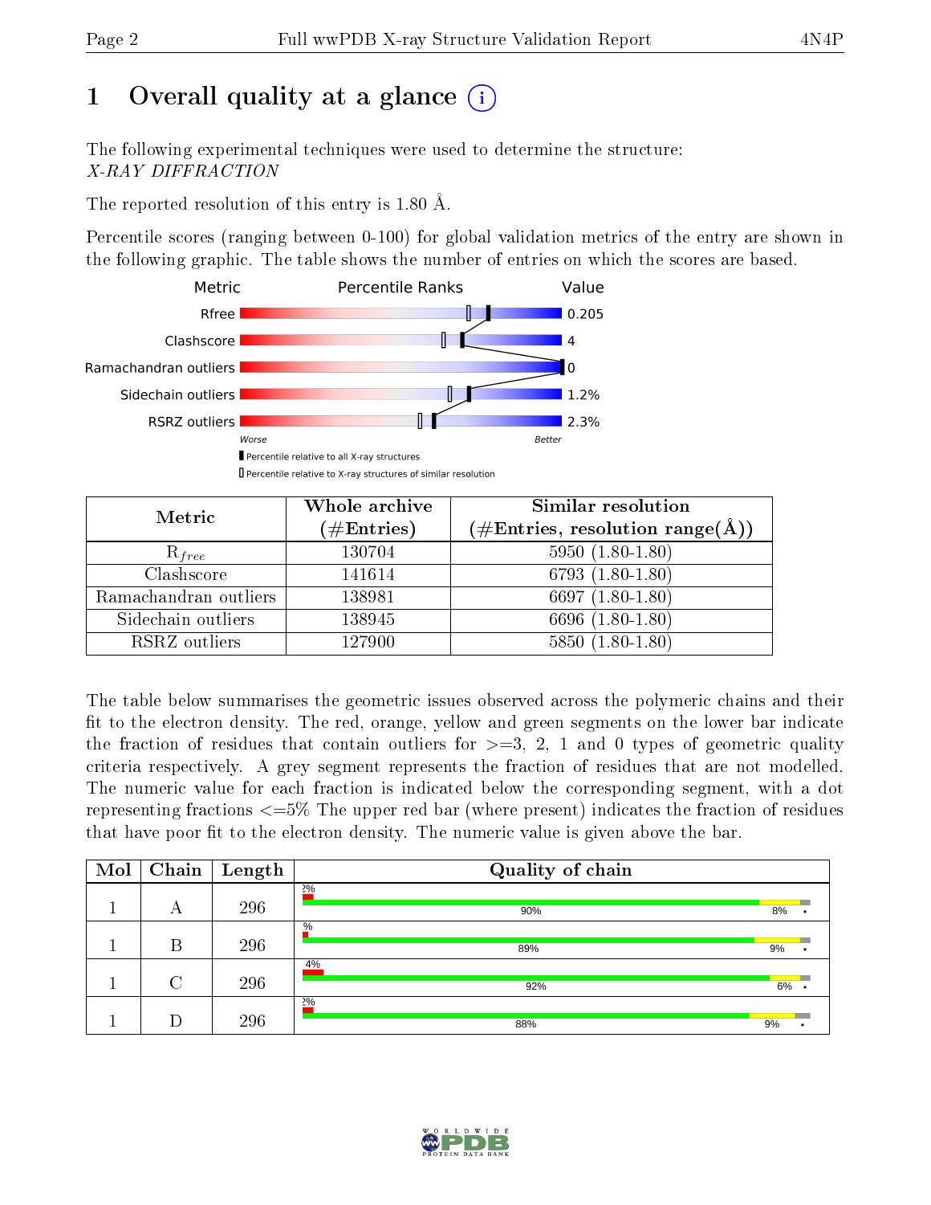# 1 Overall quality at a glance (i)

The following experimental techniques were used to determine the structure:
*X-RAY DIFFRACTION*

The reported resolution of this entry is 1.80 Å.

Percentile scores (ranging between 0-100) for global validation metrics of the entry are shown in the following graphic. The table shows the number of entries on which the scores are based.

| Metric | Value |
|---|---|
| Rfree | 0.205 |
| Clashscore | 4 |
| Ramachandran outliers | 0 |
| Sidechain outliers | 1.2% |
| RSRZ outliers | 2.3% |

Worse — Better

▮ Percentile relative to all X-ray structures
▯ Percentile relative to X-ray structures of similar resolution

| Metric | Whole archive (#Entries) | Similar resolution (#Entries, resolution range(Å)) |
|---|---|---|
| $R_{free}$ | 130704 | 5950 (1.80-1.80) |
| Clashscore | 141614 | 6793 (1.80-1.80) |
| Ramachandran outliers | 138981 | 6697 (1.80-1.80) |
| Sidechain outliers | 138945 | 6696 (1.80-1.80) |
| RSRZ outliers | 127900 | 5850 (1.80-1.80) |

The table below summarises the geometric issues observed across the polymeric chains and their fit to the electron density. The red, orange, yellow and green segments on the lower bar indicate the fraction of residues that contain outliers for >=3, 2, 1 and 0 types of geometric quality criteria respectively. A grey segment represents the fraction of residues that are not modelled. The numeric value for each fraction is indicated below the corresponding segment, with a dot representing fractions <=5% The upper red bar (where present) indicates the fraction of residues that have poor fit to the electron density. The numeric value is given above the bar.

| Mol | Chain | Length | Quality of chain |
|---|---|---|---|
| 1 | A | 296 | 2%; 90%, 8%, • |
| 1 | B | 296 | %; 89%, 9%, • |
| 1 | C | 296 | 4%; 92%, 6%, • |
| 1 | D | 296 | 2%; 88%, 9%, • |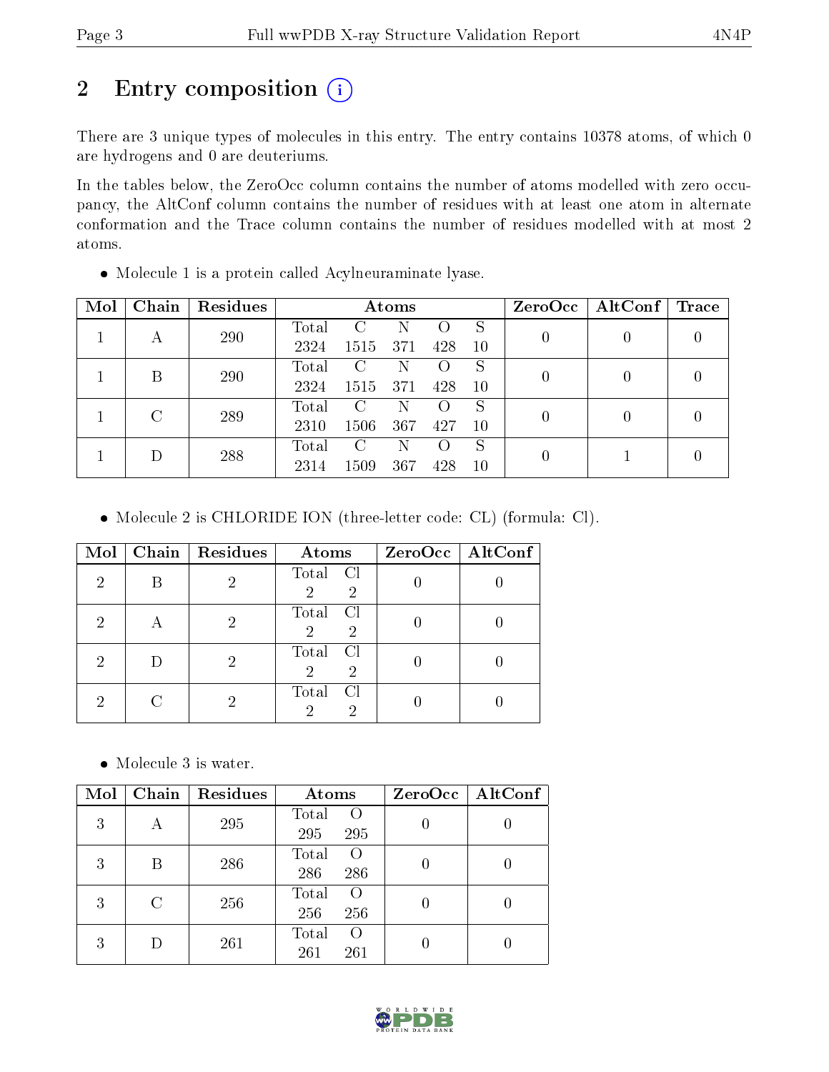# 2 Entry composition

There are 3 unique types of molecules in this entry. The entry contains 10378 atoms, of which 0 are hydrogens and 0 are deuteriums.

In the tables below, the ZeroOcc column contains the number of atoms modelled with zero occupancy, the AltConf column contains the number of residues with at least one atom in alternate conformation and the Trace column contains the number of residues modelled with at most 2 atoms.

- Molecule 1 is a protein called Acylneuraminate lyase.

| Mol | Chain | Residues | Atoms | | | | | ZeroOcc | AltConf | Trace |
|---|---|---|---|---|---|---|---|---|---|---|
| 1 | A | 290 | Total 2324 | C 1515 | N 371 | O 428 | S 10 | 0 | 0 | 0 |
| 1 | B | 290 | Total 2324 | C 1515 | N 371 | O 428 | S 10 | 0 | 0 | 0 |
| 1 | C | 289 | Total 2310 | C 1506 | N 367 | O 427 | S 10 | 0 | 0 | 0 |
| 1 | D | 288 | Total 2314 | C 1509 | N 367 | O 428 | S 10 | 0 | 1 | 0 |

- Molecule 2 is CHLORIDE ION (three-letter code: CL) (formula: Cl).

| Mol | Chain | Residues | Atoms | | ZeroOcc | AltConf |
|---|---|---|---|---|---|---|
| 2 | B | 2 | Total 2 | Cl 2 | 0 | 0 |
| 2 | A | 2 | Total 2 | Cl 2 | 0 | 0 |
| 2 | D | 2 | Total 2 | Cl 2 | 0 | 0 |
| 2 | C | 2 | Total 2 | Cl 2 | 0 | 0 |

- Molecule 3 is water.

| Mol | Chain | Residues | Atoms | | ZeroOcc | AltConf |
|---|---|---|---|---|---|---|
| 3 | A | 295 | Total 295 | O 295 | 0 | 0 |
| 3 | B | 286 | Total 286 | O 286 | 0 | 0 |
| 3 | C | 256 | Total 256 | O 256 | 0 | 0 |
| 3 | D | 261 | Total 261 | O 261 | 0 | 0 |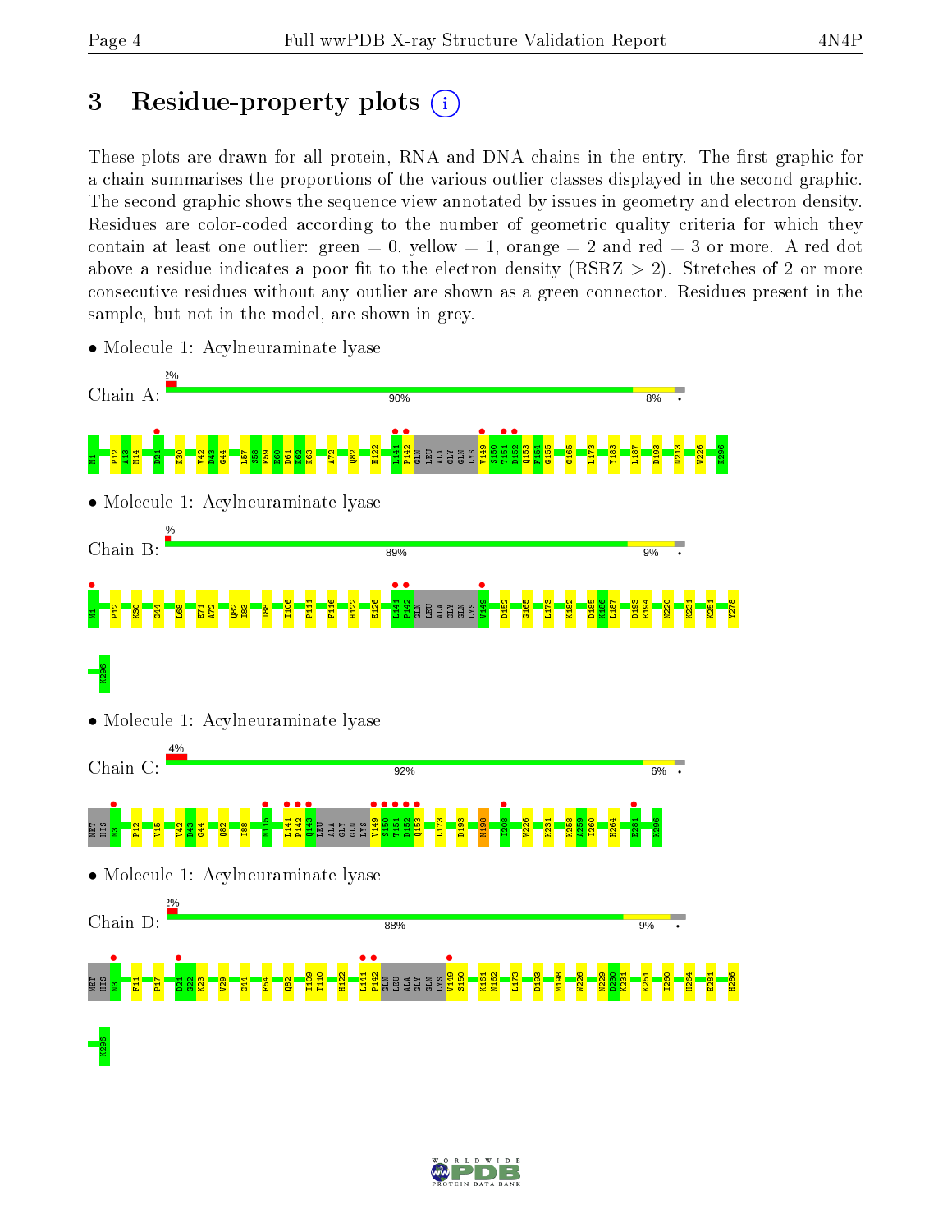# 3 Residue-property plots

These plots are drawn for all protein, RNA and DNA chains in the entry. The first graphic for a chain summarises the proportions of the various outlier classes displayed in the second graphic. The second graphic shows the sequence view annotated by issues in geometry and electron density. Residues are color-coded according to the number of geometric quality criteria for which they contain at least one outlier: green = 0, yellow = 1, orange = 2 and red = 3 or more. A red dot above a residue indicates a poor fit to the electron density (RSRZ > 2). Stretches of 2 or more consecutive residues without any outlier are shown as a green connector. Residues present in the sample, but not in the model, are shown in grey.

- Molecule 1: Acylneuraminate lyase

Chain A: 2% | 90% | 8% | •

M1 P12 A13 M14 D21 K30 V42 D43 G44 L57 S58 F59 E60 D61 V62 K63 A72 Q82 H122 L141 P142 GLN LEU ALA GLY GLN LYS V149 S150 T151 D152 Q153 F154 G155 G165 L173 Y183 L187 D193 N213 W226 K296

- Molecule 1: Acylneuraminate lyase

Chain B: % | 89% | 9% | •

M1 P12 K30 G44 L68 E71 A72 Q82 E83 I88 I106 P111 F116 H122 E126 L141 P142 GLN LEU ALA GLY GLN LYS V149 D152 G165 L173 K182 D185 K186 L187 D193 E194 N220 K231 K251 Y278 K296

- Molecule 1: Acylneuraminate lyase

Chain C: 4% | 92% | 6% | •

MET HIS N3 P12 V15 V42 D43 G44 Q82 I88 N115 L141 P142 Q143 LEU ALA GLY GLN LYS V149 S150 T151 D152 Q153 L173 D193 M198 I208 W226 K231 K258 A259 I260 H264 E281 K296

- Molecule 1: Acylneuraminate lyase

Chain D: 2% | 88% | 9% | •

MET HIS N3 F11 F17 D21 G22 K23 V29 G44 F54 Q82 I109 T110 H122 L141 P142 GLN LEU ALA GLY GLN LYS V149 S150 K161 N162 L173 D193 M198 W226 N229 D230 K231 K251 I260 H264 E281 H286 K296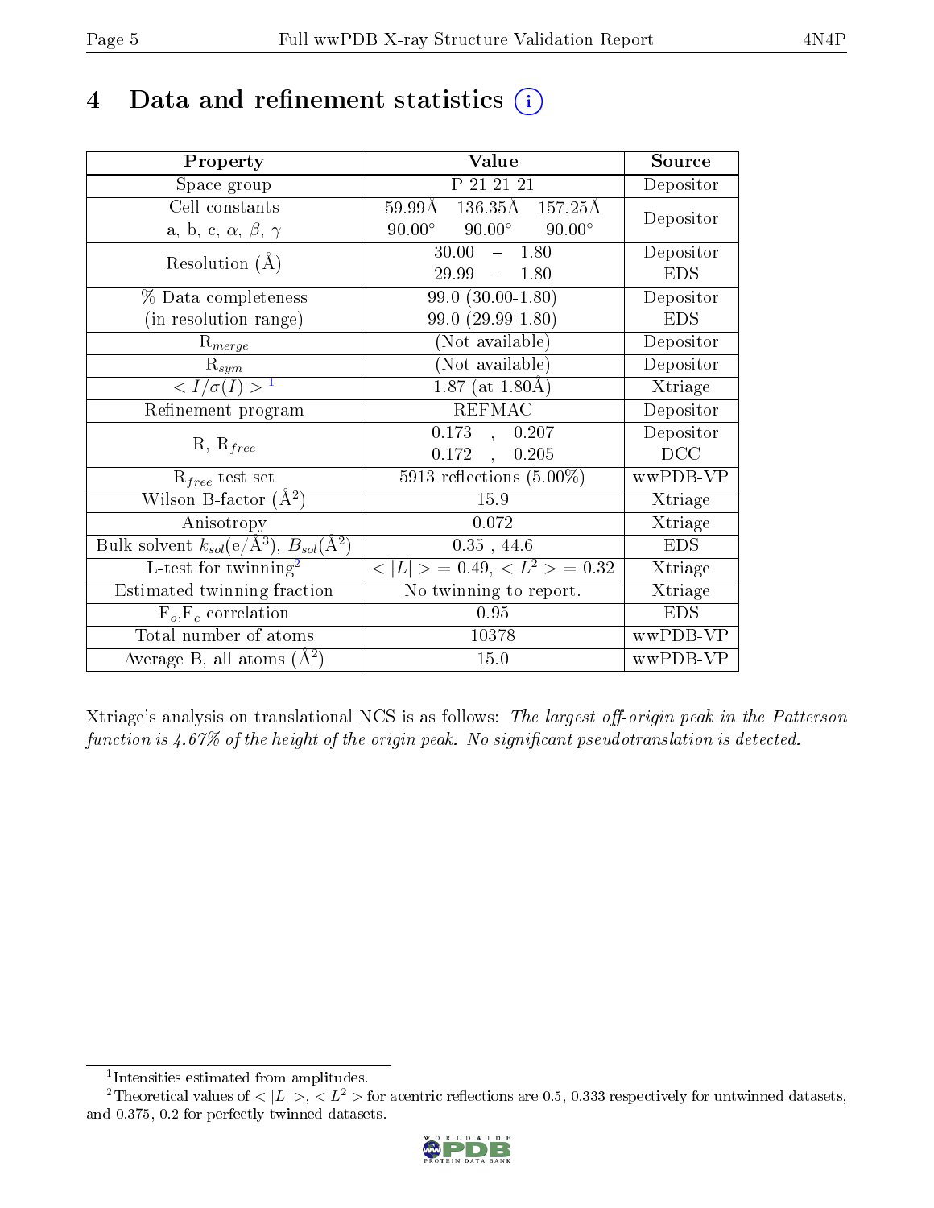# 4 Data and refinement statistics (i)

| Property | Value | Source |
|---|---|---|
| Space group | P 21 21 21 | Depositor |
| Cell constants<br>a, b, c, $\alpha$, $\beta$, $\gamma$ | 59.99Å 136.35Å 157.25Å<br>90.00° 90.00° 90.00° | Depositor |
| Resolution (Å) | 30.00 – 1.80<br>29.99 – 1.80 | Depositor<br>EDS |
| % Data completeness<br>(in resolution range) | 99.0 (30.00-1.80)<br>99.0 (29.99-1.80) | Depositor<br>EDS |
| $R_{merge}$ | (Not available) | Depositor |
| $R_{sym}$ | (Not available) | Depositor |
| $< I/\sigma(I) >$ [1] | 1.87 (at 1.80Å) | Xtriage |
| Refinement program | REFMAC | Depositor |
| R, $R_{free}$ | 0.173 , 0.207<br>0.172 , 0.205 | Depositor<br>DCC |
| $R_{free}$ test set | 5913 reflections (5.00%) | wwPDB-VP |
| Wilson B-factor ($Å^2$) | 15.9 | Xtriage |
| Anisotropy | 0.072 | Xtriage |
| Bulk solvent $k_{sol}$(e/$Å^3$), $B_{sol}$($Å^2$) | 0.35 , 44.6 | EDS |
| L-test for twinning[2] | $< \|L\| >$ = 0.49, $< L^2 >$ = 0.32 | Xtriage |
| Estimated twinning fraction | No twinning to report. | Xtriage |
| $F_o$,$F_c$ correlation | 0.95 | EDS |
| Total number of atoms | 10378 | wwPDB-VP |
| Average B, all atoms ($Å^2$) | 15.0 | wwPDB-VP |

Xtriage's analysis on translational NCS is as follows: *The largest off-origin peak in the Patterson function is 4.67% of the height of the origin peak. No significant pseudotranslation is detected.*

[1] Intensities estimated from amplitudes.

[2] Theoretical values of $< |L| >$, $< L^2 >$ for acentric reflections are 0.5, 0.333 respectively for untwinned datasets, and 0.375, 0.2 for perfectly twinned datasets.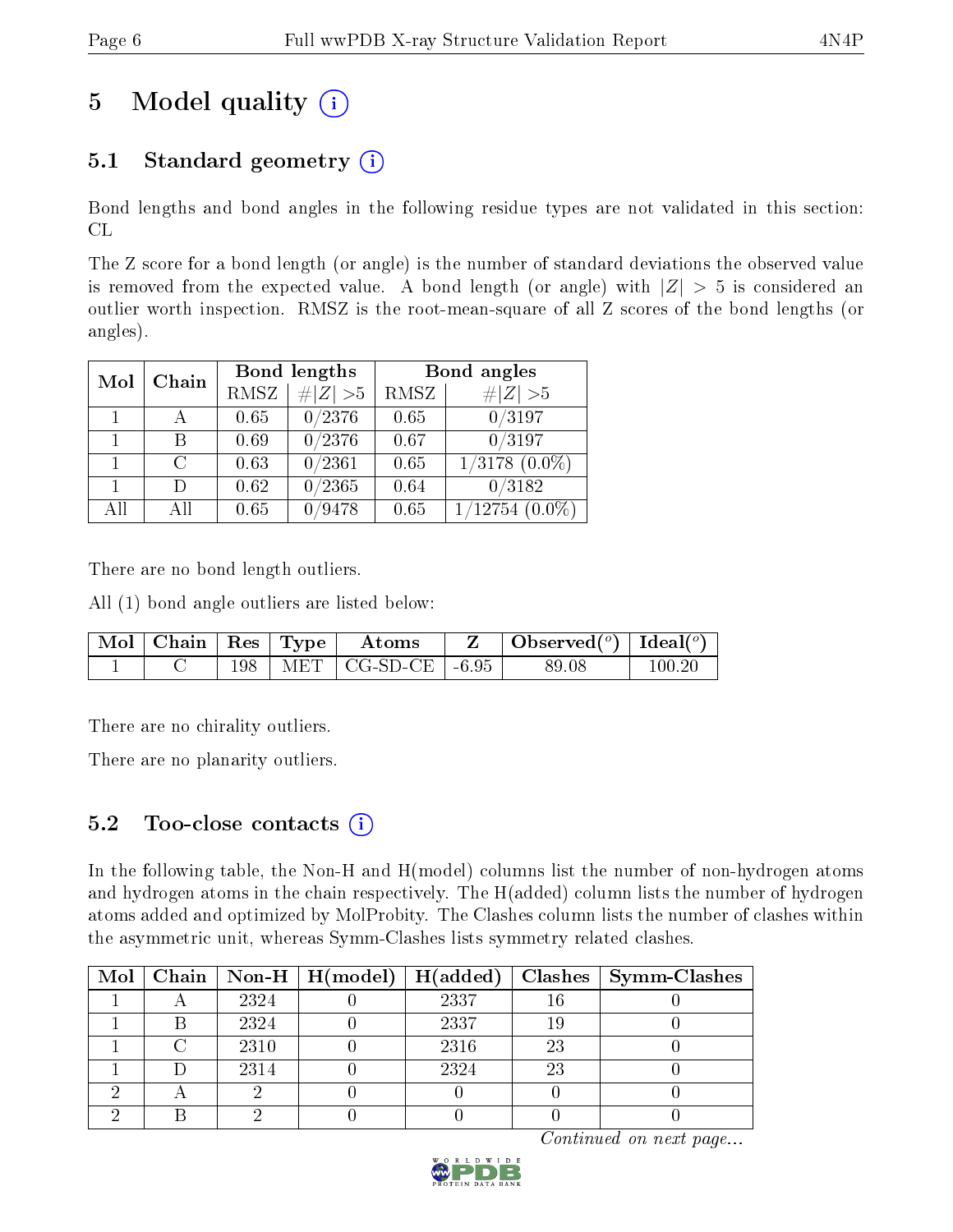# 5 Model quality

## 5.1 Standard geometry

Bond lengths and bond angles in the following residue types are not validated in this section: CL

The Z score for a bond length (or angle) is the number of standard deviations the observed value is removed from the expected value. A bond length (or angle) with $|Z| > 5$ is considered an outlier worth inspection. RMSZ is the root-mean-square of all Z scores of the bond lengths (or angles).

| Mol | Chain | Bond lengths | | Bond angles | |
|---|---|---|---|---|---|
| | | RMSZ | #\|Z\| >5 | RMSZ | #\|Z\| >5 |
| 1 | A | 0.65 | 0/2376 | 0.65 | 0/3197 |
| 1 | B | 0.69 | 0/2376 | 0.67 | 0/3197 |
| 1 | C | 0.63 | 0/2361 | 0.65 | 1/3178 (0.0%) |
| 1 | D | 0.62 | 0/2365 | 0.64 | 0/3182 |
| All | All | 0.65 | 0/9478 | 0.65 | 1/12754 (0.0%) |

There are no bond length outliers.

All (1) bond angle outliers are listed below:

| Mol | Chain | Res | Type | Atoms | Z | Observed(°) | Ideal(°) |
|---|---|---|---|---|---|---|---|
| 1 | C | 198 | MET | CG-SD-CE | -6.95 | 89.08 | 100.20 |

There are no chirality outliers.

There are no planarity outliers.

## 5.2 Too-close contacts

In the following table, the Non-H and H(model) columns list the number of non-hydrogen atoms and hydrogen atoms in the chain respectively. The H(added) column lists the number of hydrogen atoms added and optimized by MolProbity. The Clashes column lists the number of clashes within the asymmetric unit, whereas Symm-Clashes lists symmetry related clashes.

| Mol | Chain | Non-H | H(model) | H(added) | Clashes | Symm-Clashes |
|---|---|---|---|---|---|---|
| 1 | A | 2324 | 0 | 2337 | 16 | 0 |
| 1 | B | 2324 | 0 | 2337 | 19 | 0 |
| 1 | C | 2310 | 0 | 2316 | 23 | 0 |
| 1 | D | 2314 | 0 | 2324 | 23 | 0 |
| 2 | A | 2 | 0 | 0 | 0 | 0 |
| 2 | B | 2 | 0 | 0 | 0 | 0 |

*Continued on next page...*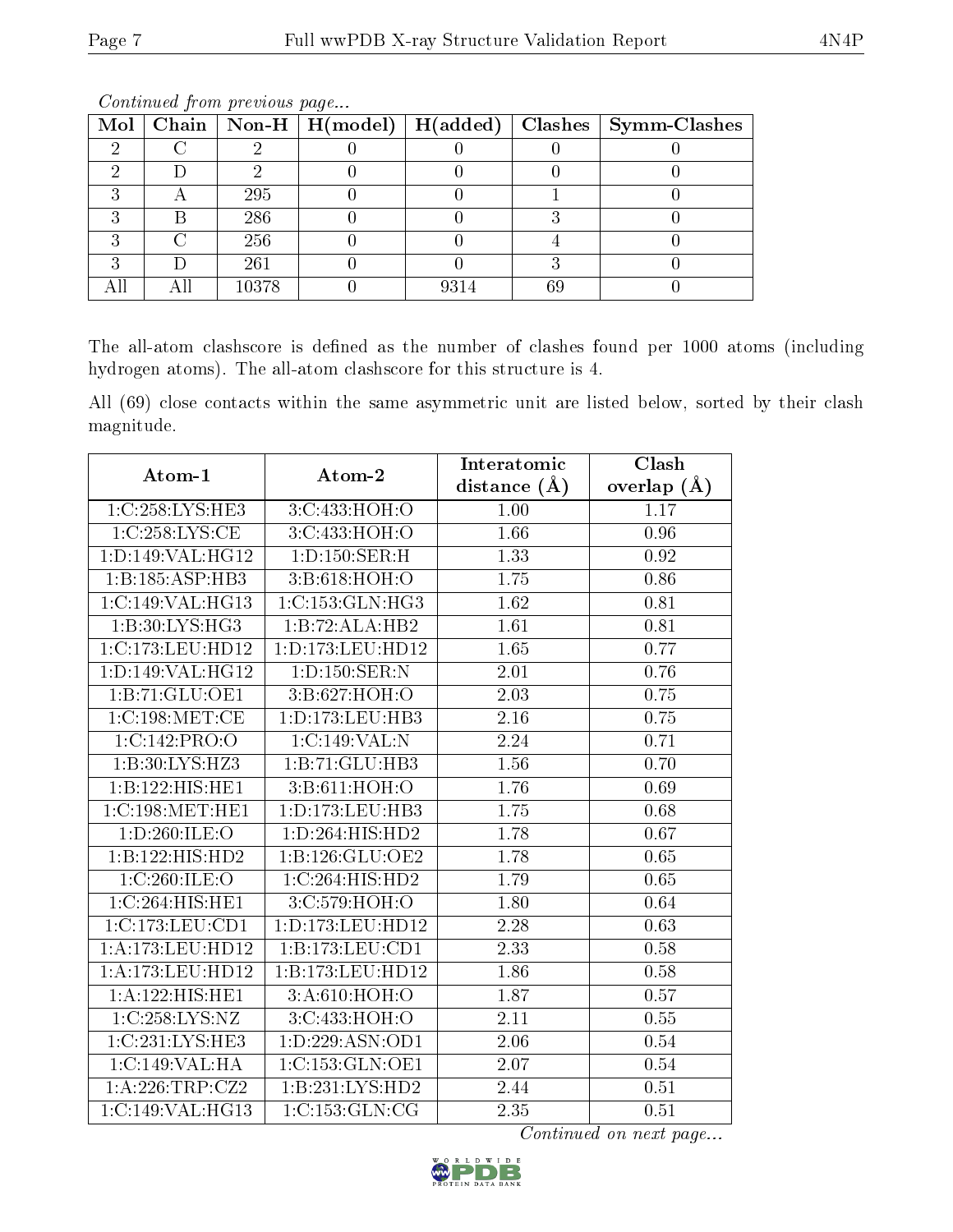*Continued from previous page...*

| Mol | Chain | Non-H | H(model) | H(added) | Clashes | Symm-Clashes |
|---|---|---|---|---|---|---|
| 2 | C | 2 | 0 | 0 | 0 | 0 |
| 2 | D | 2 | 0 | 0 | 0 | 0 |
| 3 | A | 295 | 0 | 0 | 1 | 0 |
| 3 | B | 286 | 0 | 0 | 3 | 0 |
| 3 | C | 256 | 0 | 0 | 4 | 0 |
| 3 | D | 261 | 0 | 0 | 3 | 0 |
| All | All | 10378 | 0 | 9314 | 69 | 0 |

The all-atom clashscore is defined as the number of clashes found per 1000 atoms (including hydrogen atoms). The all-atom clashscore for this structure is 4.

All (69) close contacts within the same asymmetric unit are listed below, sorted by their clash magnitude.

| Atom-1 | Atom-2 | Interatomic distance (Å) | Clash overlap (Å) |
|---|---|---|---|
| 1:C:258:LYS:HE3 | 3:C:433:HOH:O | 1.00 | 1.17 |
| 1:C:258:LYS:CE | 3:C:433:HOH:O | 1.66 | 0.96 |
| 1:D:149:VAL:HG12 | 1:D:150:SER:H | 1.33 | 0.92 |
| 1:B:185:ASP:HB3 | 3:B:618:HOH:O | 1.75 | 0.86 |
| 1:C:149:VAL:HG13 | 1:C:153:GLN:HG3 | 1.62 | 0.81 |
| 1:B:30:LYS:HG3 | 1:B:72:ALA:HB2 | 1.61 | 0.81 |
| 1:C:173:LEU:HD12 | 1:D:173:LEU:HD12 | 1.65 | 0.77 |
| 1:D:149:VAL:HG12 | 1:D:150:SER:N | 2.01 | 0.76 |
| 1:B:71:GLU:OE1 | 3:B:627:HOH:O | 2.03 | 0.75 |
| 1:C:198:MET:CE | 1:D:173:LEU:HB3 | 2.16 | 0.75 |
| 1:C:142:PRO:O | 1:C:149:VAL:N | 2.24 | 0.71 |
| 1:B:30:LYS:HZ3 | 1:B:71:GLU:HB3 | 1.56 | 0.70 |
| 1:B:122:HIS:HE1 | 3:B:611:HOH:O | 1.76 | 0.69 |
| 1:C:198:MET:HE1 | 1:D:173:LEU:HB3 | 1.75 | 0.68 |
| 1:D:260:ILE:O | 1:D:264:HIS:HD2 | 1.78 | 0.67 |
| 1:B:122:HIS:HD2 | 1:B:126:GLU:OE2 | 1.78 | 0.65 |
| 1:C:260:ILE:O | 1:C:264:HIS:HD2 | 1.79 | 0.65 |
| 1:C:264:HIS:HE1 | 3:C:579:HOH:O | 1.80 | 0.64 |
| 1:C:173:LEU:CD1 | 1:D:173:LEU:HD12 | 2.28 | 0.63 |
| 1:A:173:LEU:HD12 | 1:B:173:LEU:CD1 | 2.33 | 0.58 |
| 1:A:173:LEU:HD12 | 1:B:173:LEU:HD12 | 1.86 | 0.58 |
| 1:A:122:HIS:HE1 | 3:A:610:HOH:O | 1.87 | 0.57 |
| 1:C:258:LYS:NZ | 3:C:433:HOH:O | 2.11 | 0.55 |
| 1:C:231:LYS:HE3 | 1:D:229:ASN:OD1 | 2.06 | 0.54 |
| 1:C:149:VAL:HA | 1:C:153:GLN:OE1 | 2.07 | 0.54 |
| 1:A:226:TRP:CZ2 | 1:B:231:LYS:HD2 | 2.44 | 0.51 |
| 1:C:149:VAL:HG13 | 1:C:153:GLN:CG | 2.35 | 0.51 |

*Continued on next page...*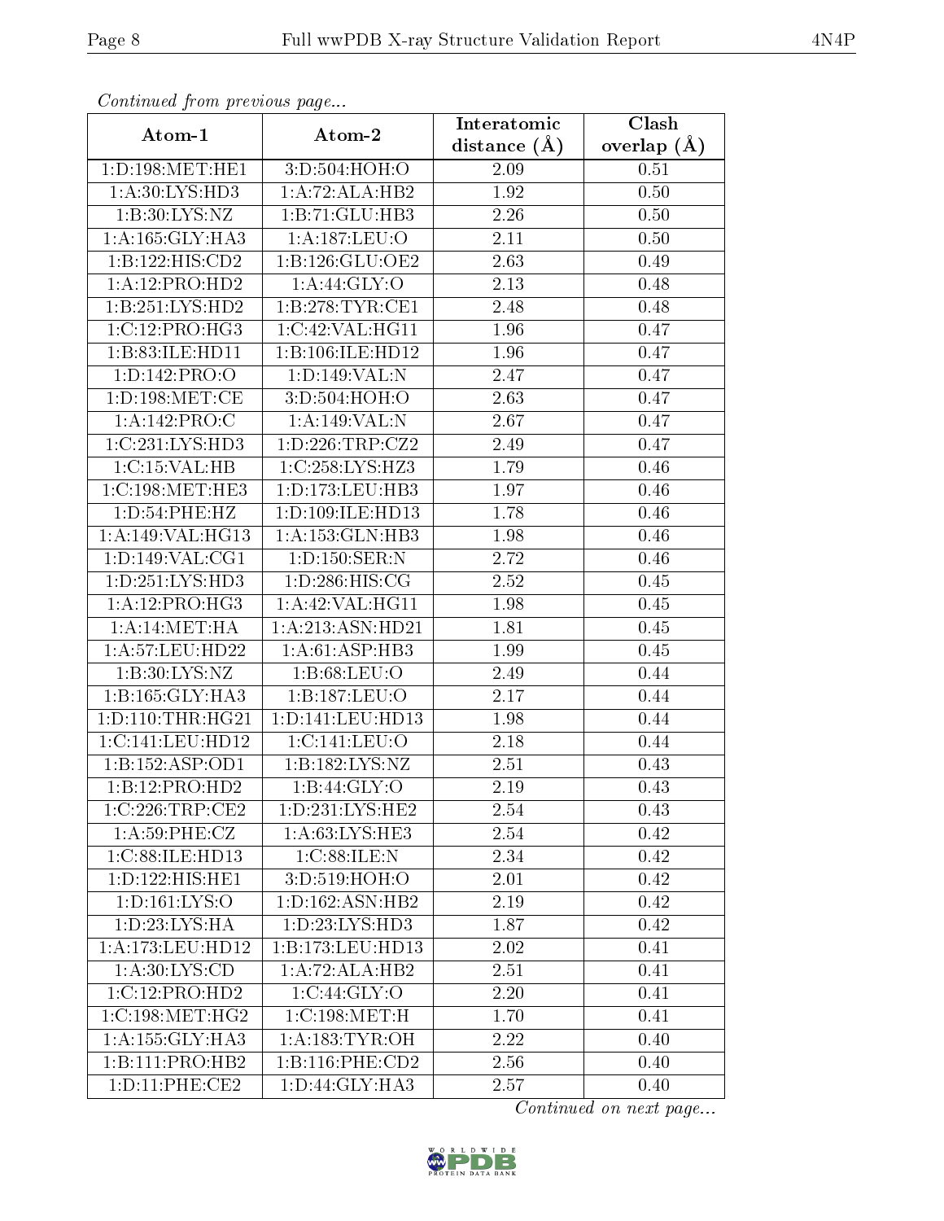*Continued from previous page...*

| Atom-1 | Atom-2 | Interatomic distance (Å) | Clash overlap (Å) |
|---|---|---|---|
| 1:D:198:MET:HE1 | 3:D:504:HOH:O | 2.09 | 0.51 |
| 1:A:30:LYS:HD3 | 1:A:72:ALA:HB2 | 1.92 | 0.50 |
| 1:B:30:LYS:NZ | 1:B:71:GLU:HB3 | 2.26 | 0.50 |
| 1:A:165:GLY:HA3 | 1:A:187:LEU:O | 2.11 | 0.50 |
| 1:B:122:HIS:CD2 | 1:B:126:GLU:OE2 | 2.63 | 0.49 |
| 1:A:12:PRO:HD2 | 1:A:44:GLY:O | 2.13 | 0.48 |
| 1:B:251:LYS:HD2 | 1:B:278:TYR:CE1 | 2.48 | 0.48 |
| 1:C:12:PRO:HG3 | 1:C:42:VAL:HG11 | 1.96 | 0.47 |
| 1:B:83:ILE:HD11 | 1:B:106:ILE:HD12 | 1.96 | 0.47 |
| 1:D:142:PRO:O | 1:D:149:VAL:N | 2.47 | 0.47 |
| 1:D:198:MET:CE | 3:D:504:HOH:O | 2.63 | 0.47 |
| 1:A:142:PRO:C | 1:A:149:VAL:N | 2.67 | 0.47 |
| 1:C:231:LYS:HD3 | 1:D:226:TRP:CZ2 | 2.49 | 0.47 |
| 1:C:15:VAL:HB | 1:C:258:LYS:HZ3 | 1.79 | 0.46 |
| 1:C:198:MET:HE3 | 1:D:173:LEU:HB3 | 1.97 | 0.46 |
| 1:D:54:PHE:HZ | 1:D:109:ILE:HD13 | 1.78 | 0.46 |
| 1:A:149:VAL:HG13 | 1:A:153:GLN:HB3 | 1.98 | 0.46 |
| 1:D:149:VAL:CG1 | 1:D:150:SER:N | 2.72 | 0.46 |
| 1:D:251:LYS:HD3 | 1:D:286:HIS:CG | 2.52 | 0.45 |
| 1:A:12:PRO:HG3 | 1:A:42:VAL:HG11 | 1.98 | 0.45 |
| 1:A:14:MET:HA | 1:A:213:ASN:HD21 | 1.81 | 0.45 |
| 1:A:57:LEU:HD22 | 1:A:61:ASP:HB3 | 1.99 | 0.45 |
| 1:B:30:LYS:NZ | 1:B:68:LEU:O | 2.49 | 0.44 |
| 1:B:165:GLY:HA3 | 1:B:187:LEU:O | 2.17 | 0.44 |
| 1:D:110:THR:HG21 | 1:D:141:LEU:HD13 | 1.98 | 0.44 |
| 1:C:141:LEU:HD12 | 1:C:141:LEU:O | 2.18 | 0.44 |
| 1:B:152:ASP:OD1 | 1:B:182:LYS:NZ | 2.51 | 0.43 |
| 1:B:12:PRO:HD2 | 1:B:44:GLY:O | 2.19 | 0.43 |
| 1:C:226:TRP:CE2 | 1:D:231:LYS:HE2 | 2.54 | 0.43 |
| 1:A:59:PHE:CZ | 1:A:63:LYS:HE3 | 2.54 | 0.42 |
| 1:C:88:ILE:HD13 | 1:C:88:ILE:N | 2.34 | 0.42 |
| 1:D:122:HIS:HE1 | 3:D:519:HOH:O | 2.01 | 0.42 |
| 1:D:161:LYS:O | 1:D:162:ASN:HB2 | 2.19 | 0.42 |
| 1:D:23:LYS:HA | 1:D:23:LYS:HD3 | 1.87 | 0.42 |
| 1:A:173:LEU:HD12 | 1:B:173:LEU:HD13 | 2.02 | 0.41 |
| 1:A:30:LYS:CD | 1:A:72:ALA:HB2 | 2.51 | 0.41 |
| 1:C:12:PRO:HD2 | 1:C:44:GLY:O | 2.20 | 0.41 |
| 1:C:198:MET:HG2 | 1:C:198:MET:H | 1.70 | 0.41 |
| 1:A:155:GLY:HA3 | 1:A:183:TYR:OH | 2.22 | 0.40 |
| 1:B:111:PRO:HB2 | 1:B:116:PHE:CD2 | 2.56 | 0.40 |
| 1:D:11:PHE:CE2 | 1:D:44:GLY:HA3 | 2.57 | 0.40 |

*Continued on next page...*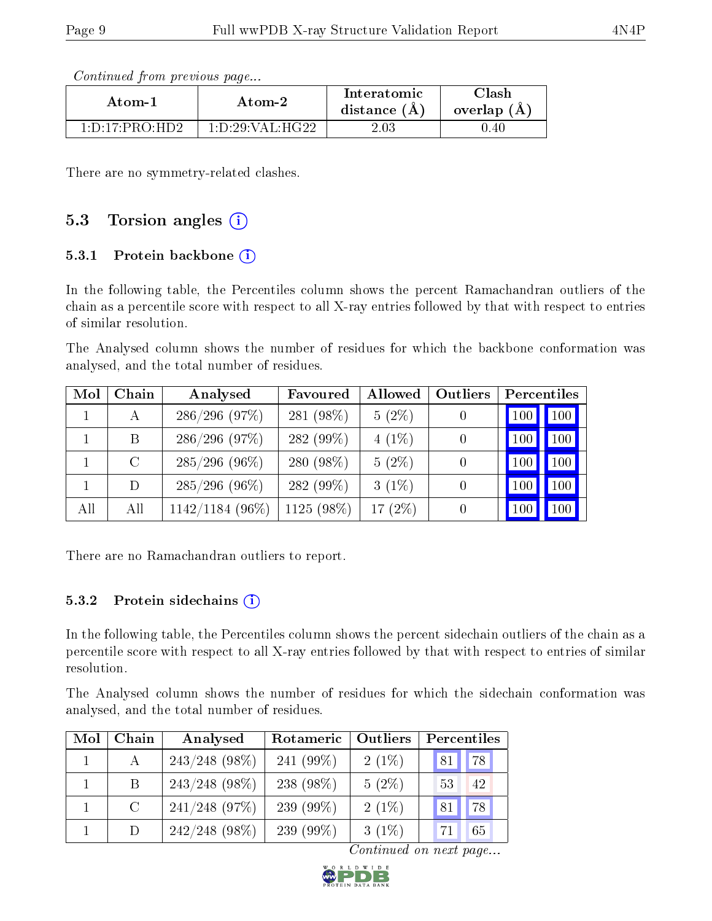*Continued from previous page...*

| Atom-1 | Atom-2 | Interatomic distance (Å) | Clash overlap (Å) |
|---|---|---|---|
| 1:D:17:PRO:HD2 | 1:D:29:VAL:HG22 | 2.03 | 0.40 |

There are no symmetry-related clashes.

## 5.3 Torsion angles

### 5.3.1 Protein backbone

In the following table, the Percentiles column shows the percent Ramachandran outliers of the chain as a percentile score with respect to all X-ray entries followed by that with respect to entries of similar resolution.

The Analysed column shows the number of residues for which the backbone conformation was analysed, and the total number of residues.

| Mol | Chain | Analysed | Favoured | Allowed | Outliers | Percentiles | |
|---|---|---|---|---|---|---|---|
| 1 | A | 286/296 (97%) | 281 (98%) | 5 (2%) | 0 | 100 | 100 |
| 1 | B | 286/296 (97%) | 282 (99%) | 4 (1%) | 0 | 100 | 100 |
| 1 | C | 285/296 (96%) | 280 (98%) | 5 (2%) | 0 | 100 | 100 |
| 1 | D | 285/296 (96%) | 282 (99%) | 3 (1%) | 0 | 100 | 100 |
| All | All | 1142/1184 (96%) | 1125 (98%) | 17 (2%) | 0 | 100 | 100 |

There are no Ramachandran outliers to report.

### 5.3.2 Protein sidechains

In the following table, the Percentiles column shows the percent sidechain outliers of the chain as a percentile score with respect to all X-ray entries followed by that with respect to entries of similar resolution.

The Analysed column shows the number of residues for which the sidechain conformation was analysed, and the total number of residues.

| Mol | Chain | Analysed | Rotameric | Outliers | Percentiles | |
|---|---|---|---|---|---|---|
| 1 | A | 243/248 (98%) | 241 (99%) | 2 (1%) | 81 | 78 |
| 1 | B | 243/248 (98%) | 238 (98%) | 5 (2%) | 53 | 42 |
| 1 | C | 241/248 (97%) | 239 (99%) | 2 (1%) | 81 | 78 |
| 1 | D | 242/248 (98%) | 239 (99%) | 3 (1%) | 71 | 65 |

*Continued on next page...*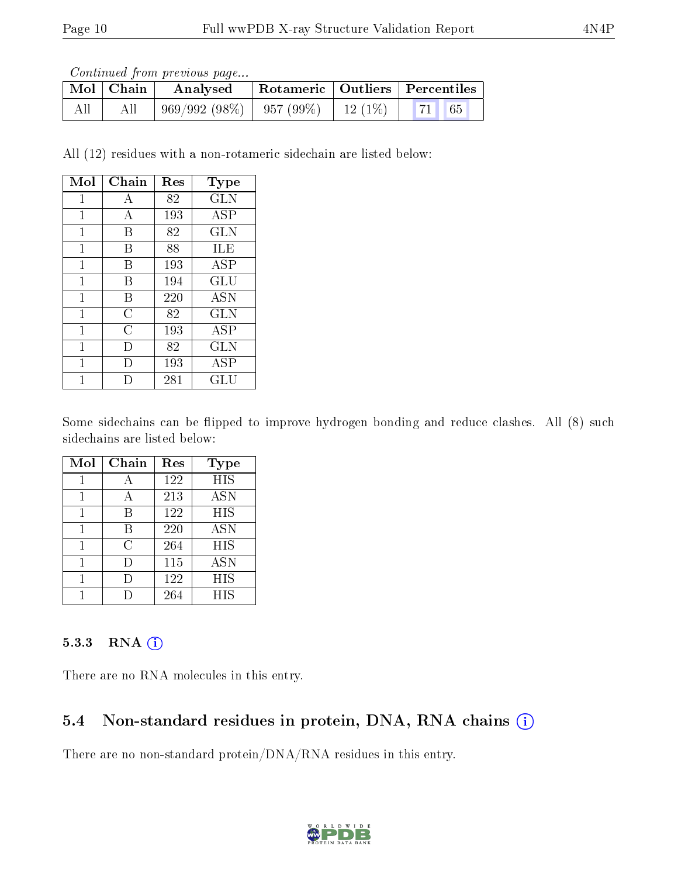*Continued from previous page...*

| Mol | Chain | Analysed | Rotameric | Outliers | Percentiles | |
|---|---|---|---|---|---|---|
| All | All | 969/992 (98%) | 957 (99%) | 12 (1%) | 71 | 65 |

All (12) residues with a non-rotameric sidechain are listed below:

| Mol | Chain | Res | Type |
|---|---|---|---|
| 1 | A | 82 | GLN |
| 1 | A | 193 | ASP |
| 1 | B | 82 | GLN |
| 1 | B | 88 | ILE |
| 1 | B | 193 | ASP |
| 1 | B | 194 | GLU |
| 1 | B | 220 | ASN |
| 1 | C | 82 | GLN |
| 1 | C | 193 | ASP |
| 1 | D | 82 | GLN |
| 1 | D | 193 | ASP |
| 1 | D | 281 | GLU |

Some sidechains can be flipped to improve hydrogen bonding and reduce clashes. All (8) such sidechains are listed below:

| Mol | Chain | Res | Type |
|---|---|---|---|
| 1 | A | 122 | HIS |
| 1 | A | 213 | ASN |
| 1 | B | 122 | HIS |
| 1 | B | 220 | ASN |
| 1 | C | 264 | HIS |
| 1 | D | 115 | ASN |
| 1 | D | 122 | HIS |
| 1 | D | 264 | HIS |

#### 5.3.3 RNA

There are no RNA molecules in this entry.

### 5.4 Non-standard residues in protein, DNA, RNA chains

There are no non-standard protein/DNA/RNA residues in this entry.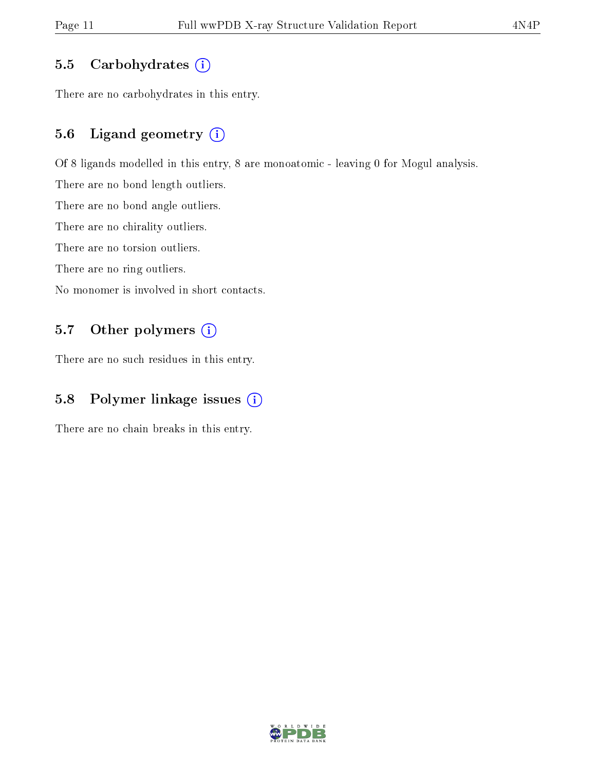### 5.5 Carbohydrates

There are no carbohydrates in this entry.

### 5.6 Ligand geometry

Of 8 ligands modelled in this entry, 8 are monoatomic - leaving 0 for Mogul analysis.

There are no bond length outliers.

There are no bond angle outliers.

There are no chirality outliers.

There are no torsion outliers.

There are no ring outliers.

No monomer is involved in short contacts.

### 5.7 Other polymers

There are no such residues in this entry.

### 5.8 Polymer linkage issues

There are no chain breaks in this entry.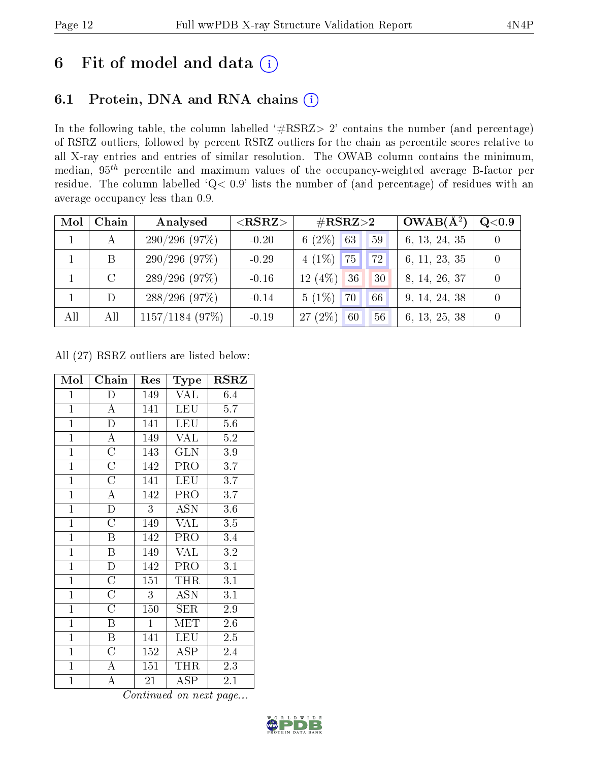# 6 Fit of model and data (i)

## 6.1 Protein, DNA and RNA chains (i)

In the following table, the column labelled '#RSRZ> 2' contains the number (and percentage) of RSRZ outliers, followed by percent RSRZ outliers for the chain as percentile scores relative to all X-ray entries and entries of similar resolution. The OWAB column contains the minimum, median, $95^{th}$ percentile and maximum values of the occupancy-weighted average B-factor per residue. The column labelled 'Q< 0.9' lists the number of (and percentage) of residues with an average occupancy less than 0.9.

| Mol | Chain | Analysed | <RSRZ> | #RSRZ>2 | | | OWAB(Å$^2$) | Q<0.9 |
|---|---|---|---|---|---|---|---|---|
| 1 | A | 290/296 (97%) | -0.20 | 6 (2%) | 63 | 59 | 6, 13, 24, 35 | 0 |
| 1 | B | 290/296 (97%) | -0.29 | 4 (1%) | 75 | 72 | 6, 11, 23, 35 | 0 |
| 1 | C | 289/296 (97%) | -0.16 | 12 (4%) | 36 | 30 | 8, 14, 26, 37 | 0 |
| 1 | D | 288/296 (97%) | -0.14 | 5 (1%) | 70 | 66 | 9, 14, 24, 38 | 0 |
| All | All | 1157/1184 (97%) | -0.19 | 27 (2%) | 60 | 56 | 6, 13, 25, 38 | 0 |

All (27) RSRZ outliers are listed below:

| Mol | Chain | Res | Type | RSRZ |
|---|---|---|---|---|
| 1 | D | 149 | VAL | 6.4 |
| 1 | A | 141 | LEU | 5.7 |
| 1 | D | 141 | LEU | 5.6 |
| 1 | A | 149 | VAL | 5.2 |
| 1 | C | 143 | GLN | 3.9 |
| 1 | C | 142 | PRO | 3.7 |
| 1 | C | 141 | LEU | 3.7 |
| 1 | A | 142 | PRO | 3.7 |
| 1 | D | 3 | ASN | 3.6 |
| 1 | C | 149 | VAL | 3.5 |
| 1 | B | 142 | PRO | 3.4 |
| 1 | B | 149 | VAL | 3.2 |
| 1 | D | 142 | PRO | 3.1 |
| 1 | C | 151 | THR | 3.1 |
| 1 | C | 3 | ASN | 3.1 |
| 1 | C | 150 | SER | 2.9 |
| 1 | B | 1 | MET | 2.6 |
| 1 | B | 141 | LEU | 2.5 |
| 1 | C | 152 | ASP | 2.4 |
| 1 | A | 151 | THR | 2.3 |
| 1 | A | 21 | ASP | 2.1 |

*Continued on next page...*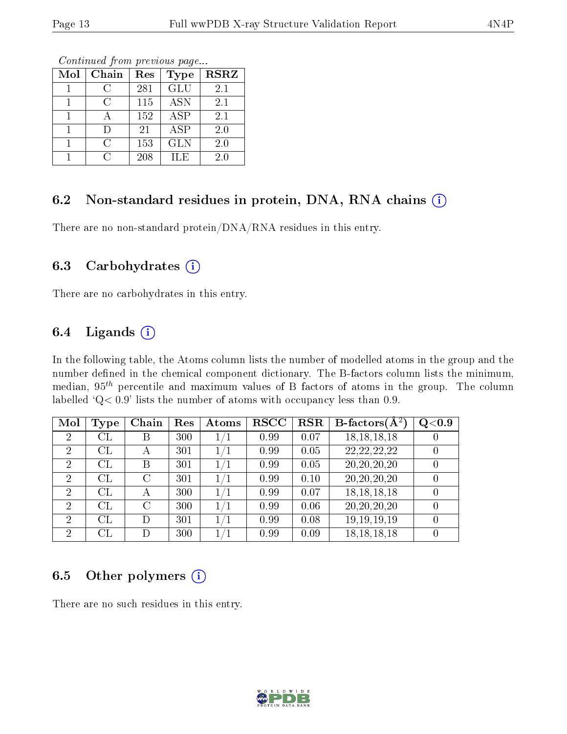*Continued from previous page...*

| Mol | Chain | Res | Type | RSRZ |
|---|---|---|---|---|
| 1 | C | 281 | GLU | 2.1 |
| 1 | C | 115 | ASN | 2.1 |
| 1 | A | 152 | ASP | 2.1 |
| 1 | D | 21 | ASP | 2.0 |
| 1 | C | 153 | GLN | 2.0 |
| 1 | C | 208 | ILE | 2.0 |

## 6.2 Non-standard residues in protein, DNA, RNA chains

There are no non-standard protein/DNA/RNA residues in this entry.

## 6.3 Carbohydrates

There are no carbohydrates in this entry.

## 6.4 Ligands

In the following table, the Atoms column lists the number of modelled atoms in the group and the number defined in the chemical component dictionary. The B-factors column lists the minimum, median, $95^{th}$ percentile and maximum values of B factors of atoms in the group. The column labelled 'Q< 0.9' lists the number of atoms with occupancy less than 0.9.

| Mol | Type | Chain | Res | Atoms | RSCC | RSR | B-factors($Å^2$) | Q<0.9 |
|---|---|---|---|---|---|---|---|---|
| 2 | CL | B | 300 | 1/1 | 0.99 | 0.07 | 18,18,18,18 | 0 |
| 2 | CL | A | 301 | 1/1 | 0.99 | 0.05 | 22,22,22,22 | 0 |
| 2 | CL | B | 301 | 1/1 | 0.99 | 0.05 | 20,20,20,20 | 0 |
| 2 | CL | C | 301 | 1/1 | 0.99 | 0.10 | 20,20,20,20 | 0 |
| 2 | CL | A | 300 | 1/1 | 0.99 | 0.07 | 18,18,18,18 | 0 |
| 2 | CL | C | 300 | 1/1 | 0.99 | 0.06 | 20,20,20,20 | 0 |
| 2 | CL | D | 301 | 1/1 | 0.99 | 0.08 | 19,19,19,19 | 0 |
| 2 | CL | D | 300 | 1/1 | 0.99 | 0.09 | 18,18,18,18 | 0 |

## 6.5 Other polymers

There are no such residues in this entry.